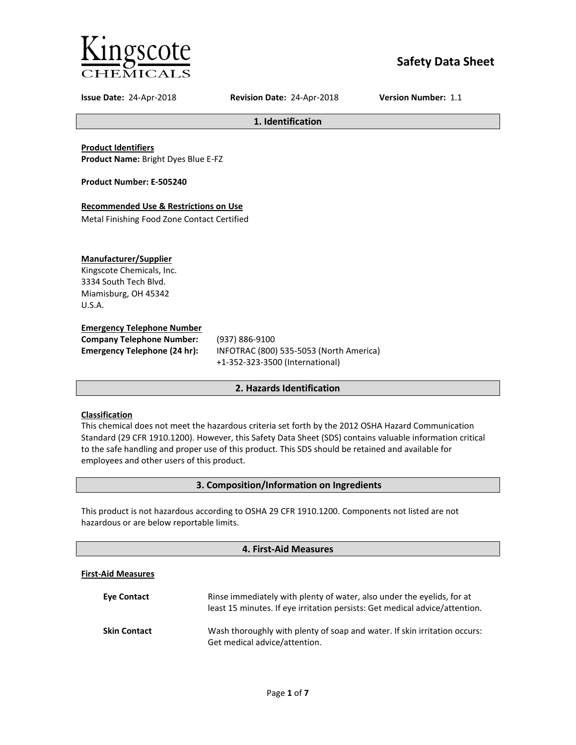# Kingscote Chemicals

## Safety Data Sheet

**Issue Date:** 24-Apr-2018 **Revision Date:** 24-Apr-2018 **Version Number:** 1.1

## 1. Identification

**Product Identifiers**
**Product Name:** Bright Dyes Blue E-FZ

**Product Number: E-505240**

**Recommended Use & Restrictions on Use**
Metal Finishing Food Zone Contact Certified

**Manufacturer/Supplier**
Kingscote Chemicals, Inc.
3334 South Tech Blvd.
Miamisburg, OH 45342
U.S.A.

**Emergency Telephone Number**

**Company Telephone Number:** (937) 886-9100
**Emergency Telephone (24 hr):** INFOTRAC (800) 535-5053 (North America)
+1-352-323-3500 (International)

## 2. Hazards Identification

**Classification**
This chemical does not meet the hazardous criteria set forth by the 2012 OSHA Hazard Communication Standard (29 CFR 1910.1200). However, this Safety Data Sheet (SDS) contains valuable information critical to the safe handling and proper use of this product. This SDS should be retained and available for employees and other users of this product.

## 3. Composition/Information on Ingredients

This product is not hazardous according to OSHA 29 CFR 1910.1200. Components not listed are not hazardous or are below reportable limits.

## 4. First-Aid Measures

**First-Aid Measures**

| | |
|---|---|
| **Eye Contact** | Rinse immediately with plenty of water, also under the eyelids, for at least 15 minutes. If eye irritation persists: Get medical advice/attention. |
| **Skin Contact** | Wash thoroughly with plenty of soap and water. If skin irritation occurs: Get medical advice/attention. |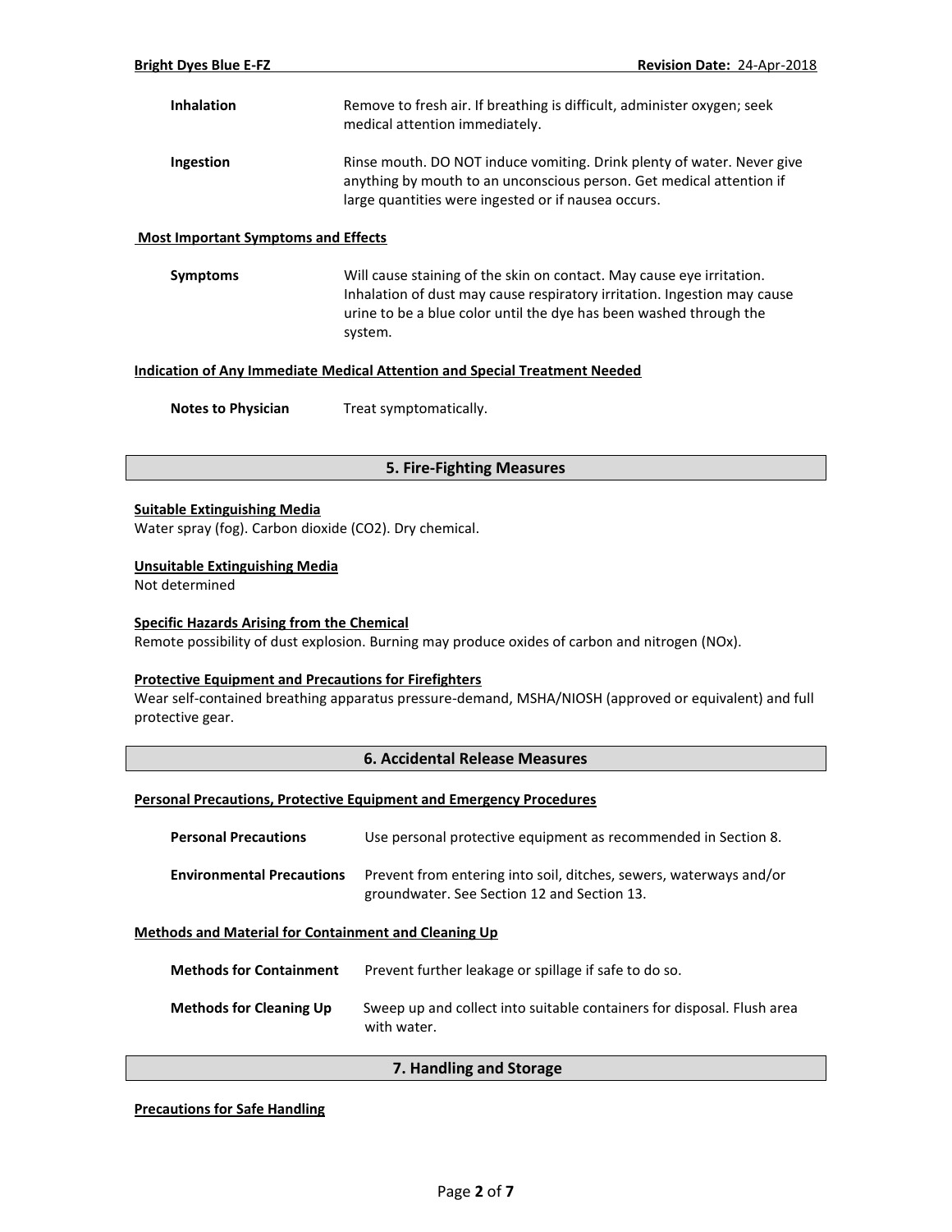**Inhalation** Remove to fresh air. If breathing is difficult, administer oxygen; seek medical attention immediately.

**Ingestion** Rinse mouth. DO NOT induce vomiting. Drink plenty of water. Never give anything by mouth to an unconscious person. Get medical attention if large quantities were ingested or if nausea occurs.

**Most Important Symptoms and Effects**

**Symptoms** Will cause staining of the skin on contact. May cause eye irritation. Inhalation of dust may cause respiratory irritation. Ingestion may cause urine to be a blue color until the dye has been washed through the system.

**Indication of Any Immediate Medical Attention and Special Treatment Needed**

**Notes to Physician** Treat symptomatically.

## 5. Fire-Fighting Measures

**Suitable Extinguishing Media**

Water spray (fog). Carbon dioxide ($CO_2$). Dry chemical.

**Unsuitable Extinguishing Media**

Not determined

**Specific Hazards Arising from the Chemical**

Remote possibility of dust explosion. Burning may produce oxides of carbon and nitrogen ($NO_x$).

**Protective Equipment and Precautions for Firefighters**

Wear self-contained breathing apparatus pressure-demand, MSHA/NIOSH (approved or equivalent) and full protective gear.

## 6. Accidental Release Measures

**Personal Precautions, Protective Equipment and Emergency Procedures**

**Personal Precautions** Use personal protective equipment as recommended in Section 8.

**Environmental Precautions** Prevent from entering into soil, ditches, sewers, waterways and/or groundwater. See Section 12 and Section 13.

**Methods and Material for Containment and Cleaning Up**

**Methods for Containment** Prevent further leakage or spillage if safe to do so.

**Methods for Cleaning Up** Sweep up and collect into suitable containers for disposal. Flush area with water.

## 7. Handling and Storage

**Precautions for Safe Handling**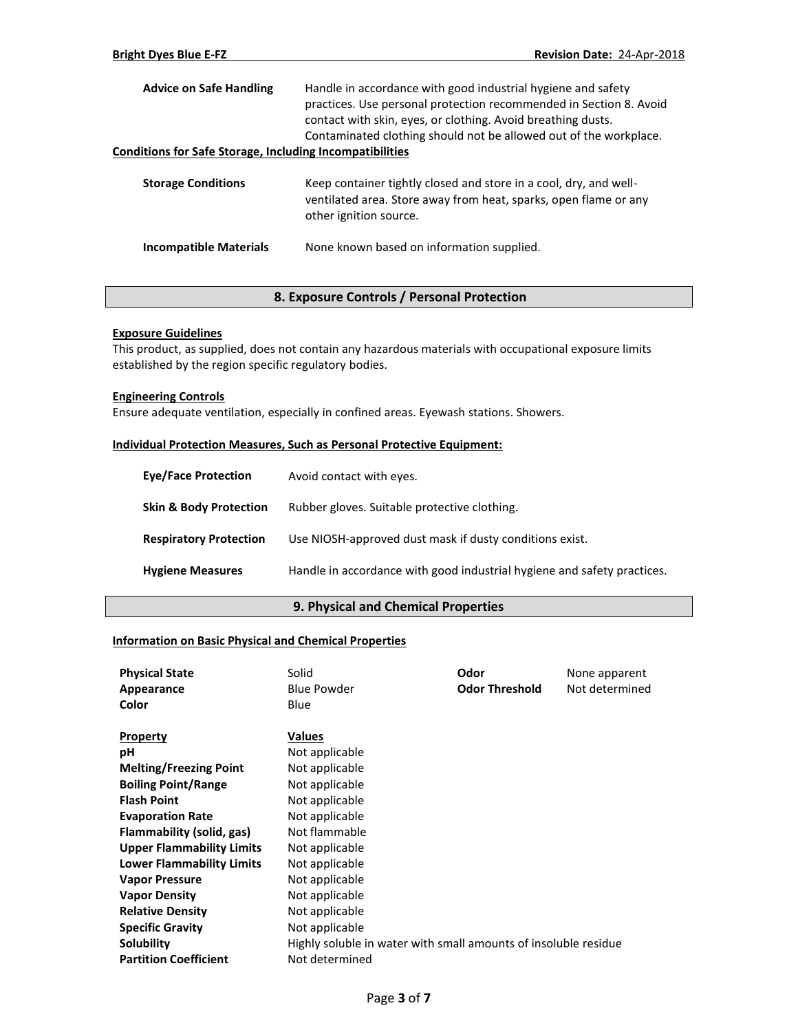| | |
|---|---|
| **Advice on Safe Handling** | Handle in accordance with good industrial hygiene and safety practices. Use personal protection recommended in Section 8. Avoid contact with skin, eyes, or clothing. Avoid breathing dusts. Contaminated clothing should not be allowed out of the workplace. |

**Conditions for Safe Storage, Including Incompatibilities**

| | |
|---|---|
| **Storage Conditions** | Keep container tightly closed and store in a cool, dry, and well-ventilated area. Store away from heat, sparks, open flame or any other ignition source. |
| **Incompatible Materials** | None known based on information supplied. |

## 8. Exposure Controls / Personal Protection

**Exposure Guidelines**

This product, as supplied, does not contain any hazardous materials with occupational exposure limits established by the region specific regulatory bodies.

**Engineering Controls**

Ensure adequate ventilation, especially in confined areas. Eyewash stations. Showers.

**Individual Protection Measures, Such as Personal Protective Equipment:**

| | |
|---|---|
| **Eye/Face Protection** | Avoid contact with eyes. |
| **Skin & Body Protection** | Rubber gloves. Suitable protective clothing. |
| **Respiratory Protection** | Use NIOSH-approved dust mask if dusty conditions exist. |
| **Hygiene Measures** | Handle in accordance with good industrial hygiene and safety practices. |

## 9. Physical and Chemical Properties

**Information on Basic Physical and Chemical Properties**

| | | | |
|---|---|---|---|
| **Physical State** | Solid | **Odor** | None apparent |
| **Appearance** | Blue Powder | **Odor Threshold** | Not determined |
| **Color** | Blue | | |

| **Property** | **Values** |
|---|---|
| **pH** | Not applicable |
| **Melting/Freezing Point** | Not applicable |
| **Boiling Point/Range** | Not applicable |
| **Flash Point** | Not applicable |
| **Evaporation Rate** | Not applicable |
| **Flammability (solid, gas)** | Not flammable |
| **Upper Flammability Limits** | Not applicable |
| **Lower Flammability Limits** | Not applicable |
| **Vapor Pressure** | Not applicable |
| **Vapor Density** | Not applicable |
| **Relative Density** | Not applicable |
| **Specific Gravity** | Not applicable |
| **Solubility** | Highly soluble in water with small amounts of insoluble residue |
| **Partition Coefficient** | Not determined |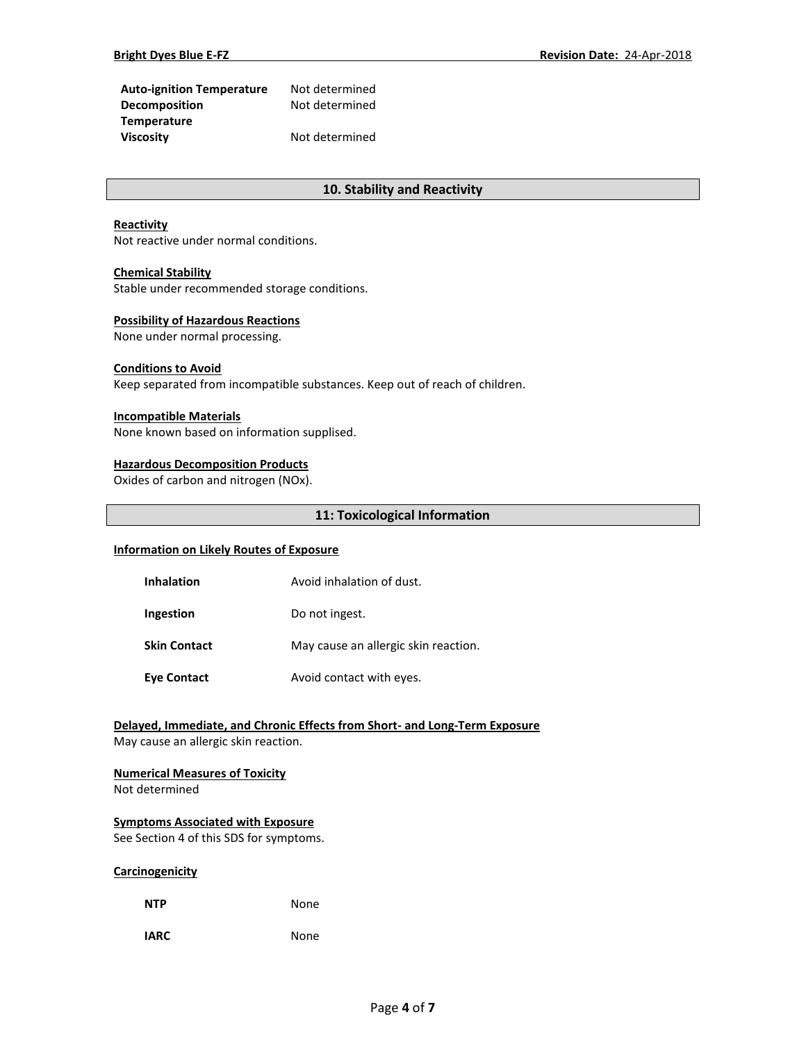| | |
|---|---|
| **Auto-ignition Temperature** | Not determined |
| **Decomposition Temperature** | Not determined |
| **Viscosity** | Not determined |

## 10. Stability and Reactivity

**Reactivity**

Not reactive under normal conditions.

**Chemical Stability**

Stable under recommended storage conditions.

**Possibility of Hazardous Reactions**

None under normal processing.

**Conditions to Avoid**

Keep separated from incompatible substances. Keep out of reach of children.

**Incompatible Materials**

None known based on information supplised.

**Hazardous Decomposition Products**

Oxides of carbon and nitrogen (NOx).

## 11: Toxicological Information

**Information on Likely Routes of Exposure**

| | |
|---|---|
| **Inhalation** | Avoid inhalation of dust. |
| **Ingestion** | Do not ingest. |
| **Skin Contact** | May cause an allergic skin reaction. |
| **Eye Contact** | Avoid contact with eyes. |

**Delayed, Immediate, and Chronic Effects from Short- and Long-Term Exposure**

May cause an allergic skin reaction.

**Numerical Measures of Toxicity**

Not determined

**Symptoms Associated with Exposure**

See Section 4 of this SDS for symptoms.

**Carcinogenicity**

| | |
|---|---|
| **NTP** | None |
| **IARC** | None |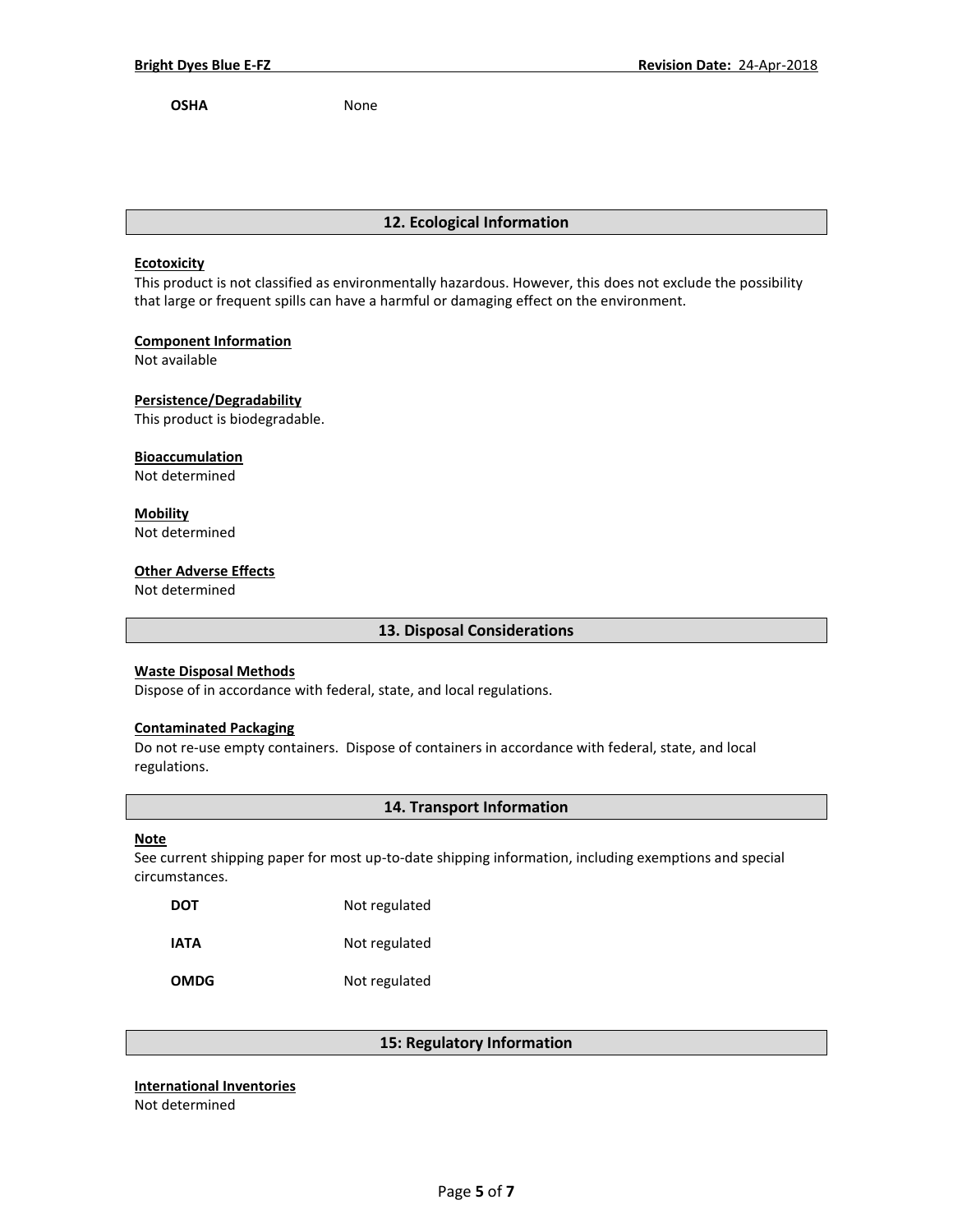**OSHA** None

## 12. Ecological Information

**Ecotoxicity**

This product is not classified as environmentally hazardous. However, this does not exclude the possibility that large or frequent spills can have a harmful or damaging effect on the environment.

**Component Information**

Not available

**Persistence/Degradability**

This product is biodegradable.

**Bioaccumulation**

Not determined

**Mobility**

Not determined

**Other Adverse Effects**

Not determined

## 13. Disposal Considerations

**Waste Disposal Methods**

Dispose of in accordance with federal, state, and local regulations.

**Contaminated Packaging**

Do not re-use empty containers. Dispose of containers in accordance with federal, state, and local regulations.

## 14. Transport Information

**Note**

See current shipping paper for most up-to-date shipping information, including exemptions and special circumstances.

| | |
|---|---|
| **DOT** | Not regulated |
| **IATA** | Not regulated |
| **OMDG** | Not regulated |

## 15: Regulatory Information

**International Inventories**

Not determined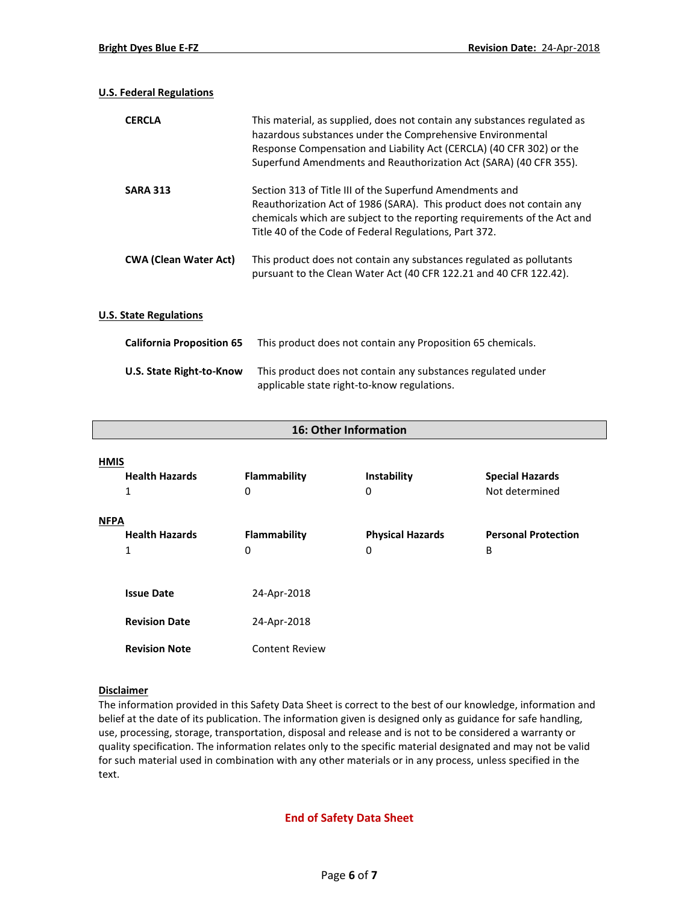**U.S. Federal Regulations**

| | |
|---|---|
| **CERCLA** | This material, as supplied, does not contain any substances regulated as hazardous substances under the Comprehensive Environmental Response Compensation and Liability Act (CERCLA) (40 CFR 302) or the Superfund Amendments and Reauthorization Act (SARA) (40 CFR 355). |
| **SARA 313** | Section 313 of Title III of the Superfund Amendments and Reauthorization Act of 1986 (SARA). This product does not contain any chemicals which are subject to the reporting requirements of the Act and Title 40 of the Code of Federal Regulations, Part 372. |
| **CWA (Clean Water Act)** | This product does not contain any substances regulated as pollutants pursuant to the Clean Water Act (40 CFR 122.21 and 40 CFR 122.42). |

**U.S. State Regulations**

| | |
|---|---|
| **California Proposition 65** | This product does not contain any Proposition 65 chemicals. |
| **U.S. State Right-to-Know** | This product does not contain any substances regulated under applicable state right-to-know regulations. |

## 16: Other Information

**HMIS**

| Health Hazards | Flammability | Instability | Special Hazards |
|---|---|---|---|
| 1 | 0 | 0 | Not determined |

**NFPA**

| Health Hazards | Flammability | Physical Hazards | Personal Protection |
|---|---|---|---|
| 1 | 0 | 0 | B |

| | |
|---|---|
| **Issue Date** | 24-Apr-2018 |
| **Revision Date** | 24-Apr-2018 |
| **Revision Note** | Content Review |

**Disclaimer**

The information provided in this Safety Data Sheet is correct to the best of our knowledge, information and belief at the date of its publication. The information given is designed only as guidance for safe handling, use, processing, storage, transportation, disposal and release and is not to be considered a warranty or quality specification. The information relates only to the specific material designated and may not be valid for such material used in combination with any other materials or in any process, unless specified in the text.

**End of Safety Data Sheet**